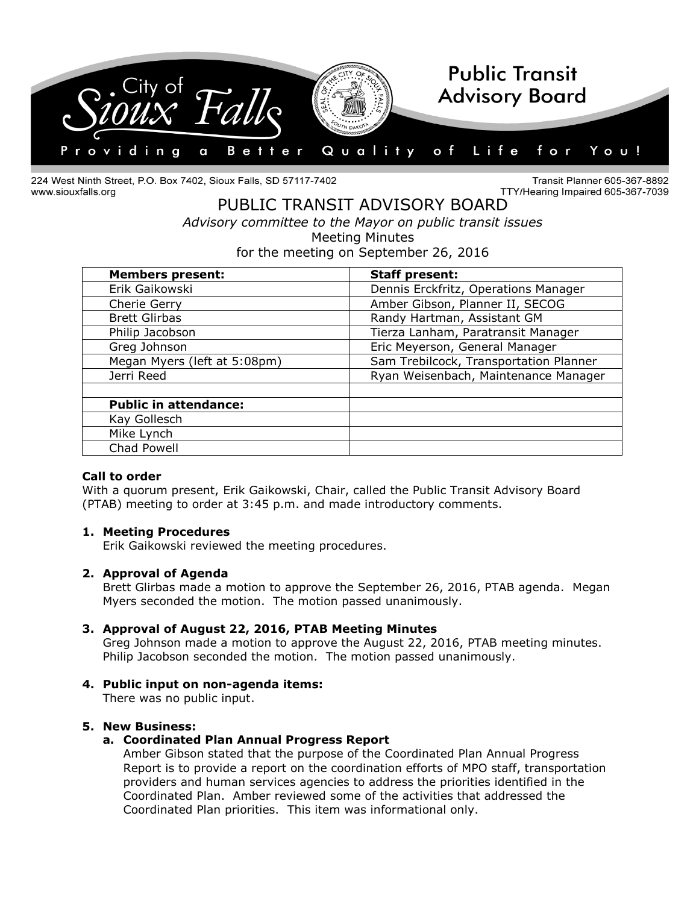# City of Sioux Falls — Public Transit Advisory Board

Providing a Better Quality of Life for You!

224 West Ninth Street, P.O. Box 7402, Sioux Falls, SD 57117-7402
www.siouxfalls.org

Transit Planner 605-367-8892
TTY/Hearing Impaired 605-367-7039

## PUBLIC TRANSIT ADVISORY BOARD

*Advisory committee to the Mayor on public transit issues*

Meeting Minutes

for the meeting on September 26, 2016

| **Members present:** | **Staff present:** |
|---|---|
| Erik Gaikowski | Dennis Erckfritz, Operations Manager |
| Cherie Gerry | Amber Gibson, Planner II, SECOG |
| Brett Glirbas | Randy Hartman, Assistant GM |
| Philip Jacobson | Tierza Lanham, Paratransit Manager |
| Greg Johnson | Eric Meyerson, General Manager |
| Megan Myers (left at 5:08pm) | Sam Trebilcock, Transportation Planner |
| Jerri Reed | Ryan Weisenbach, Maintenance Manager |
| | |
| **Public in attendance:** | |
| Kay Gollesch | |
| Mike Lynch | |
| Chad Powell | |

**Call to order**

With a quorum present, Erik Gaikowski, Chair, called the Public Transit Advisory Board (PTAB) meeting to order at 3:45 p.m. and made introductory comments.

1. **Meeting Procedures**
   Erik Gaikowski reviewed the meeting procedures.

2. **Approval of Agenda**
   Brett Glirbas made a motion to approve the September 26, 2016, PTAB agenda. Megan Myers seconded the motion. The motion passed unanimously.

3. **Approval of August 22, 2016, PTAB Meeting Minutes**
   Greg Johnson made a motion to approve the August 22, 2016, PTAB meeting minutes. Philip Jacobson seconded the motion. The motion passed unanimously.

4. **Public input on non-agenda items:**
   There was no public input.

5. **New Business:**
   a. **Coordinated Plan Annual Progress Report**
      Amber Gibson stated that the purpose of the Coordinated Plan Annual Progress Report is to provide a report on the coordination efforts of MPO staff, transportation providers and human services agencies to address the priorities identified in the Coordinated Plan. Amber reviewed some of the activities that addressed the Coordinated Plan priorities. This item was informational only.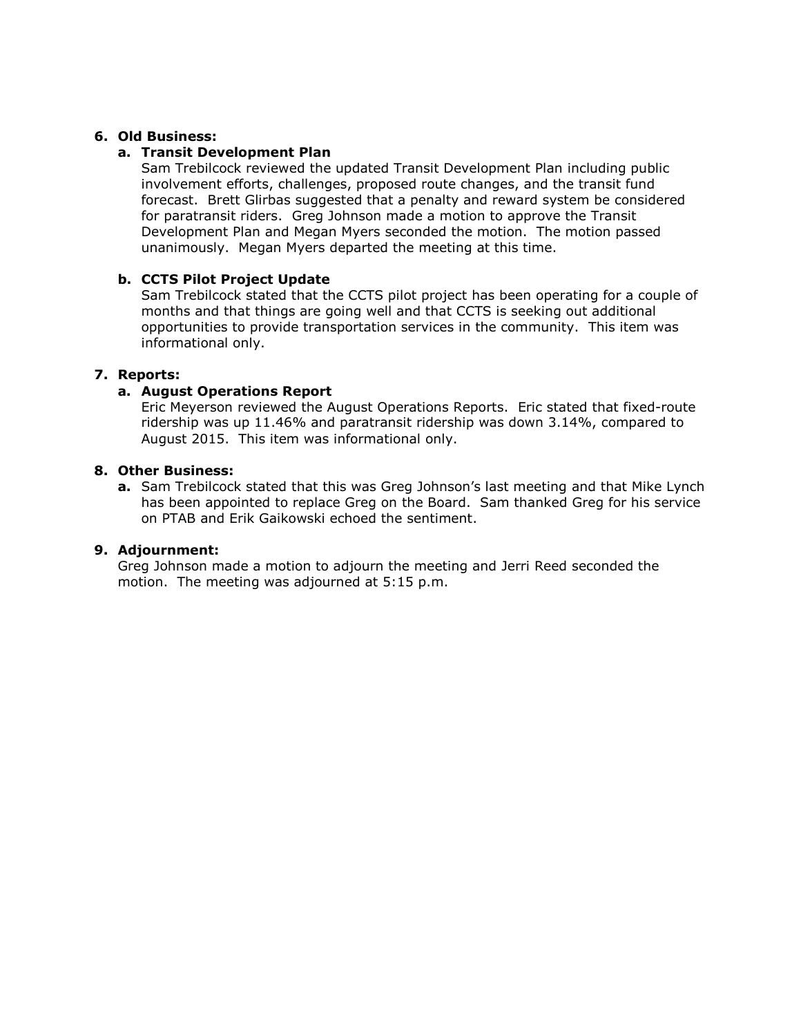6. **Old Business:**

   a. **Transit Development Plan**

   Sam Trebilcock reviewed the updated Transit Development Plan including public involvement efforts, challenges, proposed route changes, and the transit fund forecast. Brett Glirbas suggested that a penalty and reward system be considered for paratransit riders. Greg Johnson made a motion to approve the Transit Development Plan and Megan Myers seconded the motion. The motion passed unanimously. Megan Myers departed the meeting at this time.

   b. **CCTS Pilot Project Update**

   Sam Trebilcock stated that the CCTS pilot project has been operating for a couple of months and that things are going well and that CCTS is seeking out additional opportunities to provide transportation services in the community. This item was informational only.

7. **Reports:**

   a. **August Operations Report**

   Eric Meyerson reviewed the August Operations Reports. Eric stated that fixed-route ridership was up 11.46% and paratransit ridership was down 3.14%, compared to August 2015. This item was informational only.

8. **Other Business:**

   **a.** Sam Trebilcock stated that this was Greg Johnson's last meeting and that Mike Lynch has been appointed to replace Greg on the Board. Sam thanked Greg for his service on PTAB and Erik Gaikowski echoed the sentiment.

9. **Adjournment:**

   Greg Johnson made a motion to adjourn the meeting and Jerri Reed seconded the motion. The meeting was adjourned at 5:15 p.m.